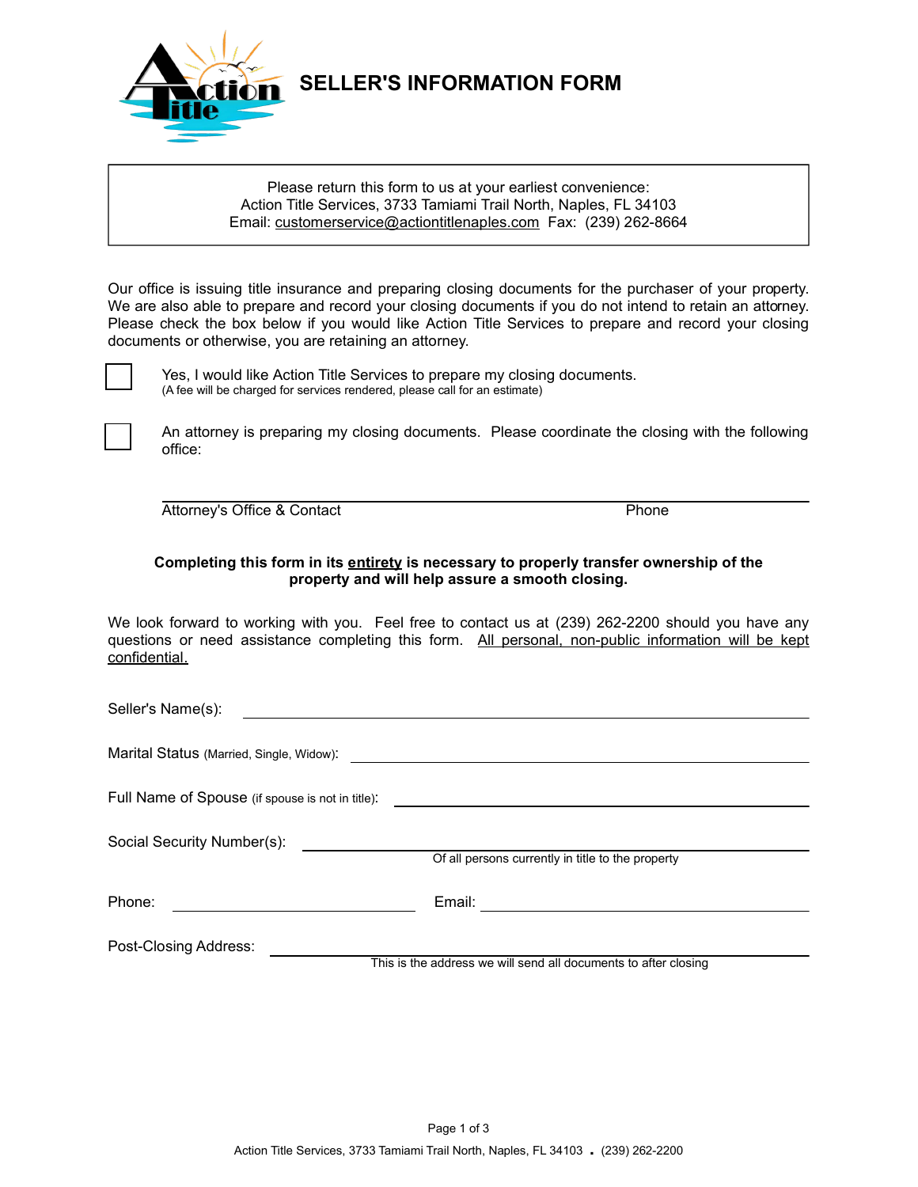# SELLER'S INFORMATION FORM

Please return this form to us at your earliest convenience:
Action Title Services, 3733 Tamiami Trail North, Naples, FL 34103
Email: customerservice@actiontitlenaples.com Fax: (239) 262-8664

Our office is issuing title insurance and preparing closing documents for the purchaser of your property. We are also able to prepare and record your closing documents if you do not intend to retain an attorney. Please check the box below if you would like Action Title Services to prepare and record your closing documents or otherwise, you are retaining an attorney.

☐ Yes, I would like Action Title Services to prepare my closing documents.
(A fee will be charged for services rendered, please call for an estimate)

☐ An attorney is preparing my closing documents. Please coordinate the closing with the following office:

______________________________________________
Attorney's Office & Contact Phone

**Completing this form in its entirety is necessary to properly transfer ownership of the property and will help assure a smooth closing.**

We look forward to working with you. Feel free to contact us at (239) 262-2200 should you have any questions or need assistance completing this form. All personal, non-public information will be kept confidential.

Seller's Name(s): ______________________________

Marital Status (Married, Single, Widow): ______________________________

Full Name of Spouse (if spouse is not in title): ______________________________

Social Security Number(s): ______________________________
Of all persons currently in title to the property

Phone: ____________________ Email: ____________________

Post-Closing Address: ______________________________
This is the address we will send all documents to after closing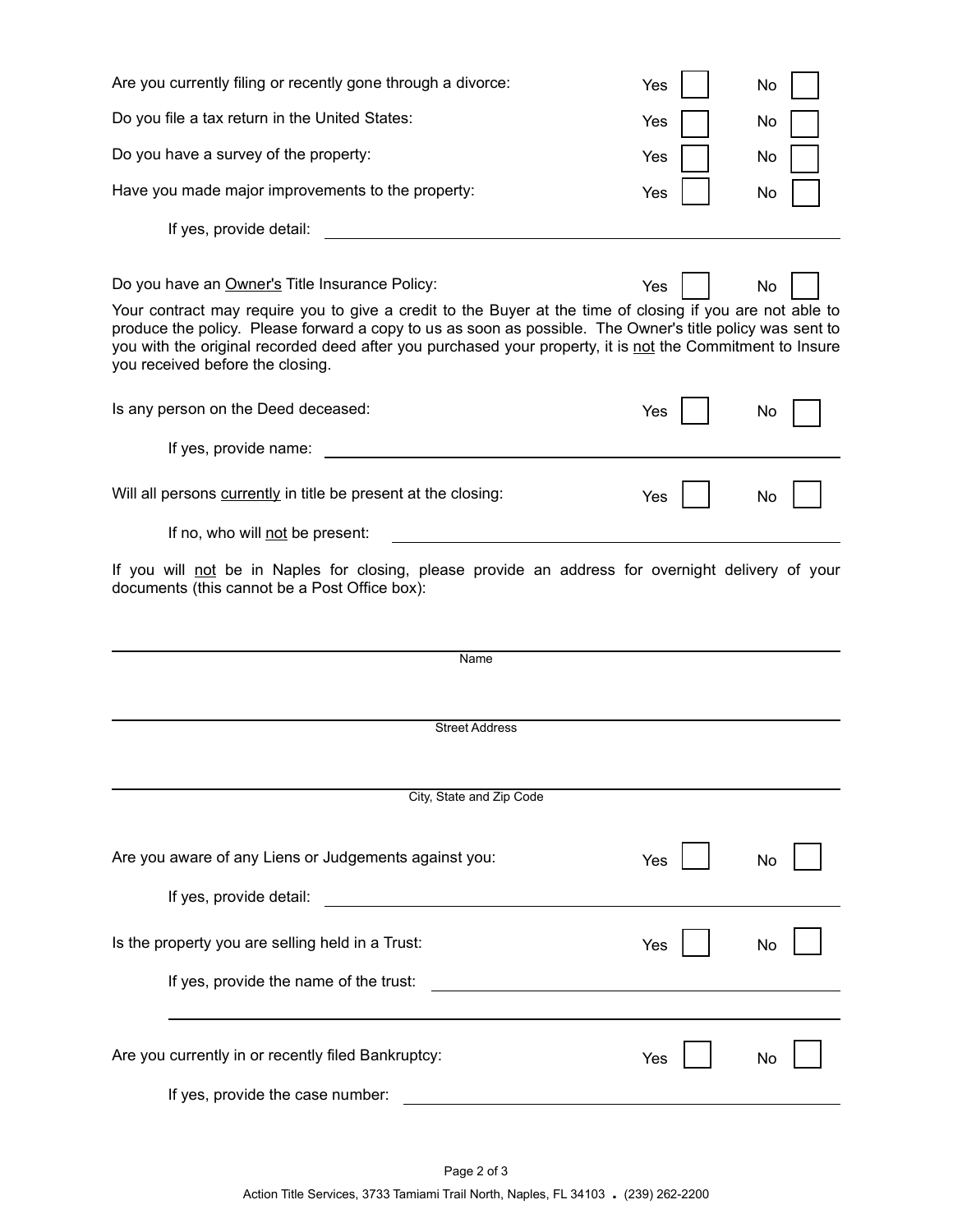Are you currently filing or recently gone through a divorce: Yes ☐ No ☐

Do you file a tax return in the United States: Yes ☐ No ☐

Do you have a survey of the property: Yes ☐ No ☐

Have you made major improvements to the property: Yes ☐ No ☐

If yes, provide detail: ______________________________

Do you have an <u>Owner's</u> Title Insurance Policy: Yes ☐ No ☐

Your contract may require you to give a credit to the Buyer at the time of closing if you are not able to produce the policy. Please forward a copy to us as soon as possible. The Owner's title policy was sent to you with the original recorded deed after you purchased your property, it is <u>not</u> the Commitment to Insure you received before the closing.

Is any person on the Deed deceased: Yes ☐ No ☐

If yes, provide name: ______________________________

Will all persons <u>currently</u> in title be present at the closing: Yes ☐ No ☐

If no, who will <u>not</u> be present: ______________________________

If you will <u>not</u> be in Naples for closing, please provide an address for overnight delivery of your documents (this cannot be a Post Office box):

______________________________
Name

______________________________
Street Address

______________________________
City, State and Zip Code

Are you aware of any Liens or Judgements against you: Yes ☐ No ☐

If yes, provide detail: ______________________________

Is the property you are selling held in a Trust: Yes ☐ No ☐

If yes, provide the name of the trust: ______________________________

______________________________

Are you currently in or recently filed Bankruptcy: Yes ☐ No ☐

If yes, provide the case number: ______________________________

Action Title Services, 3733 Tamiami Trail North, Naples, FL 34103 . (239) 262-2200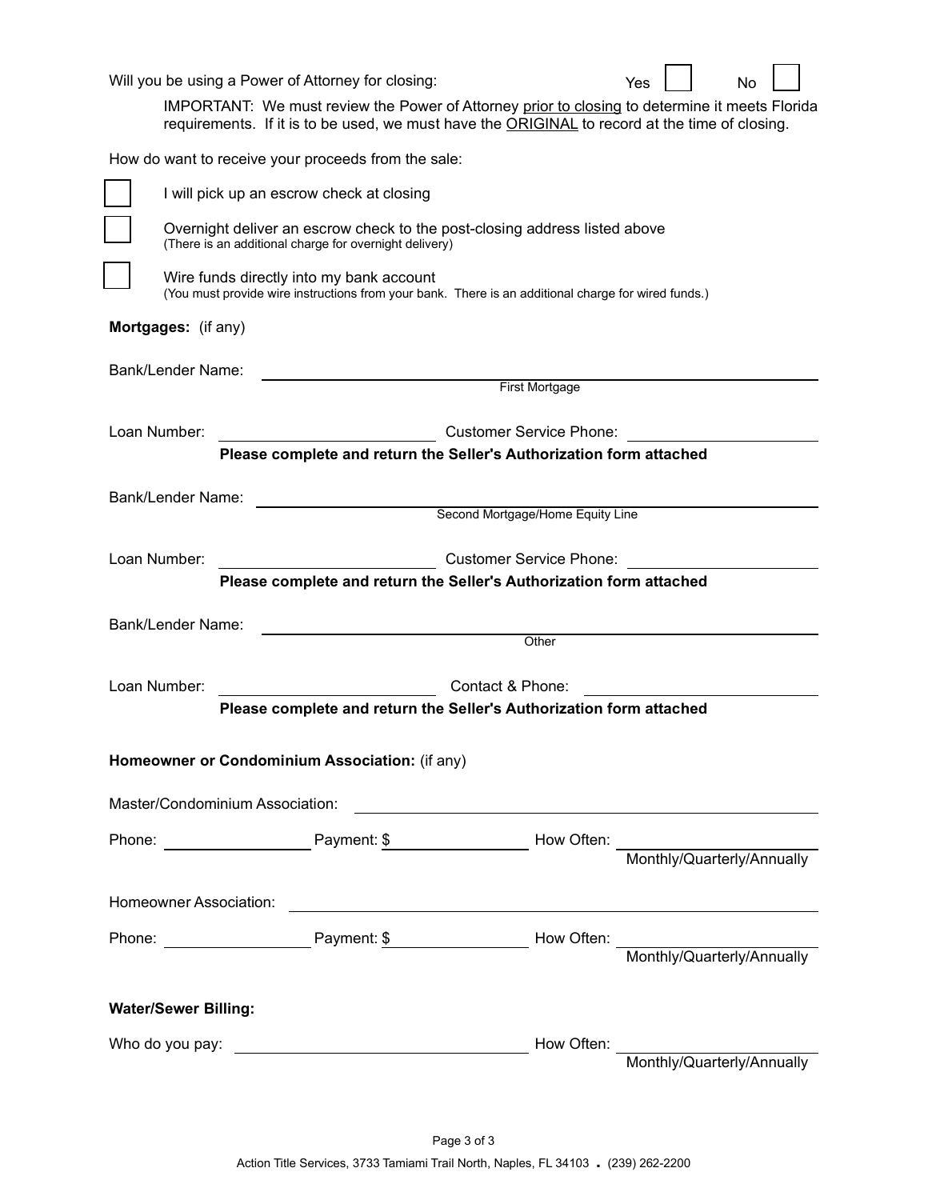Will you be using a Power of Attorney for closing: Yes ☐ No ☐

IMPORTANT: We must review the Power of Attorney prior to closing to determine it meets Florida requirements. If it is to be used, we must have the ORIGINAL to record at the time of closing.

How do want to receive your proceeds from the sale:

☐ I will pick up an escrow check at closing

☐ Overnight deliver an escrow check to the post-closing address listed above
(There is an additional charge for overnight delivery)

☐ Wire funds directly into my bank account
(You must provide wire instructions from your bank. There is an additional charge for wired funds.)

**Mortgages:** (if any)

Bank/Lender Name: ______________________________
First Mortgage

Loan Number: ______________ Customer Service Phone: ______________

**Please complete and return the Seller's Authorization form attached**

Bank/Lender Name: ______________________________
Second Mortgage/Home Equity Line

Loan Number: ______________ Customer Service Phone: ______________

**Please complete and return the Seller's Authorization form attached**

Bank/Lender Name: ______________________________
Other

Loan Number: ______________ Contact & Phone: ______________

**Please complete and return the Seller's Authorization form attached**

**Homeowner or Condominium Association:** (if any)

Master/Condominium Association: ______________________________

Phone: ______________ Payment: $ ______________ How Often: ______________
Monthly/Quarterly/Annually

Homeowner Association: ______________________________

Phone: ______________ Payment: $ ______________ How Often: ______________
Monthly/Quarterly/Annually

**Water/Sewer Billing:**

Who do you pay: ______________________________ How Often: ______________
Monthly/Quarterly/Annually

Action Title Services, 3733 Tamiami Trail North, Naples, FL 34103 . (239) 262-2200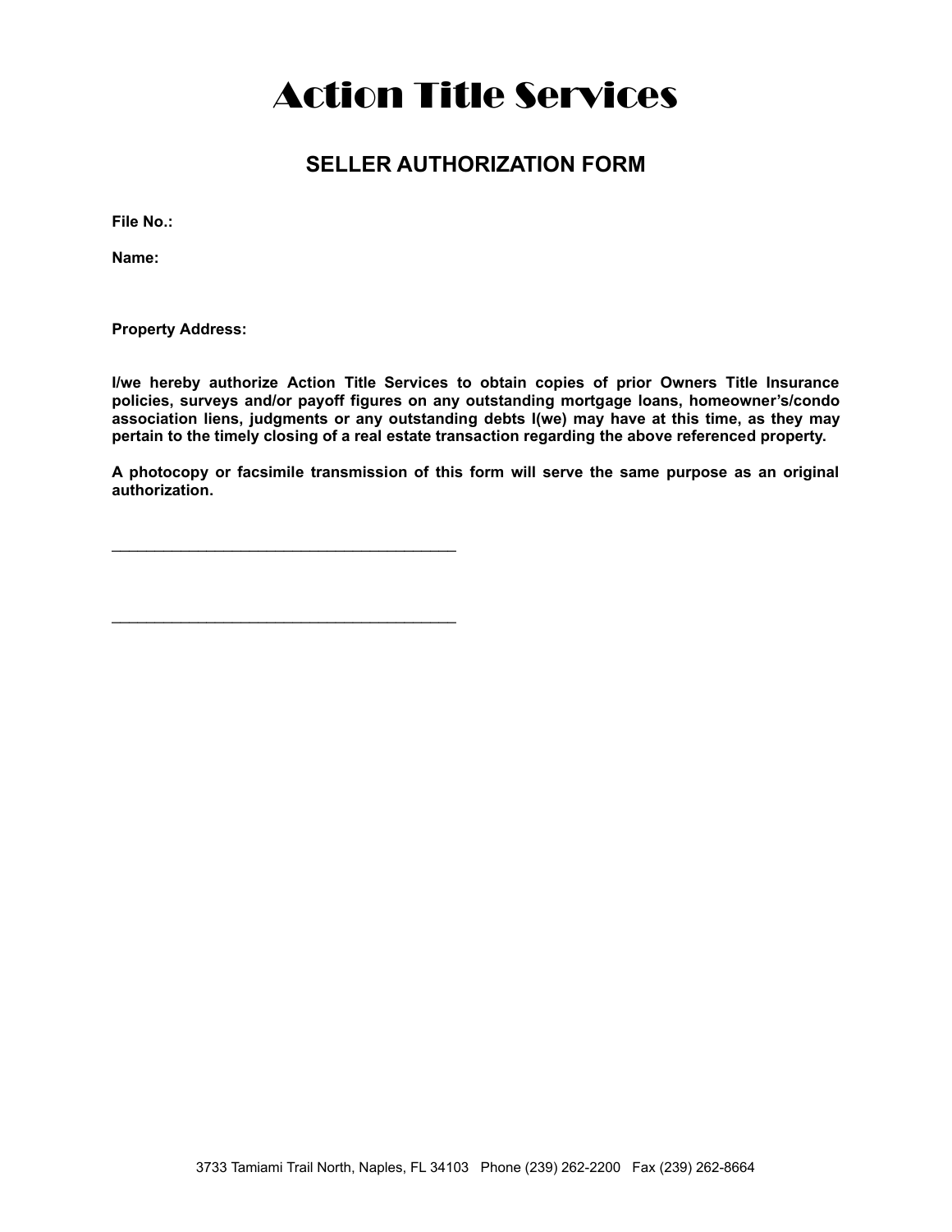# Action Title Services

## SELLER AUTHORIZATION FORM

**File No.:**

**Name:**

**Property Address:**

**I/we hereby authorize Action Title Services to obtain copies of prior Owners Title Insurance policies, surveys and/or payoff figures on any outstanding mortgage loans, homeowner's/condo association liens, judgments or any outstanding debts I(we) may have at this time, as they may pertain to the timely closing of a real estate transaction regarding the above referenced property.**

**A photocopy or facsimile transmission of this form will serve the same purpose as an original authorization.**

\_\_\_\_\_\_\_\_\_\_\_\_\_\_\_\_\_\_\_\_\_\_\_\_\_\_\_\_\_\_\_\_\_\_\_\_\_\_\_\_\_\_

\_\_\_\_\_\_\_\_\_\_\_\_\_\_\_\_\_\_\_\_\_\_\_\_\_\_\_\_\_\_\_\_\_\_\_\_\_\_\_\_\_\_

3733 Tamiami Trail North, Naples, FL 34103 Phone (239) 262-2200 Fax (239) 262-8664